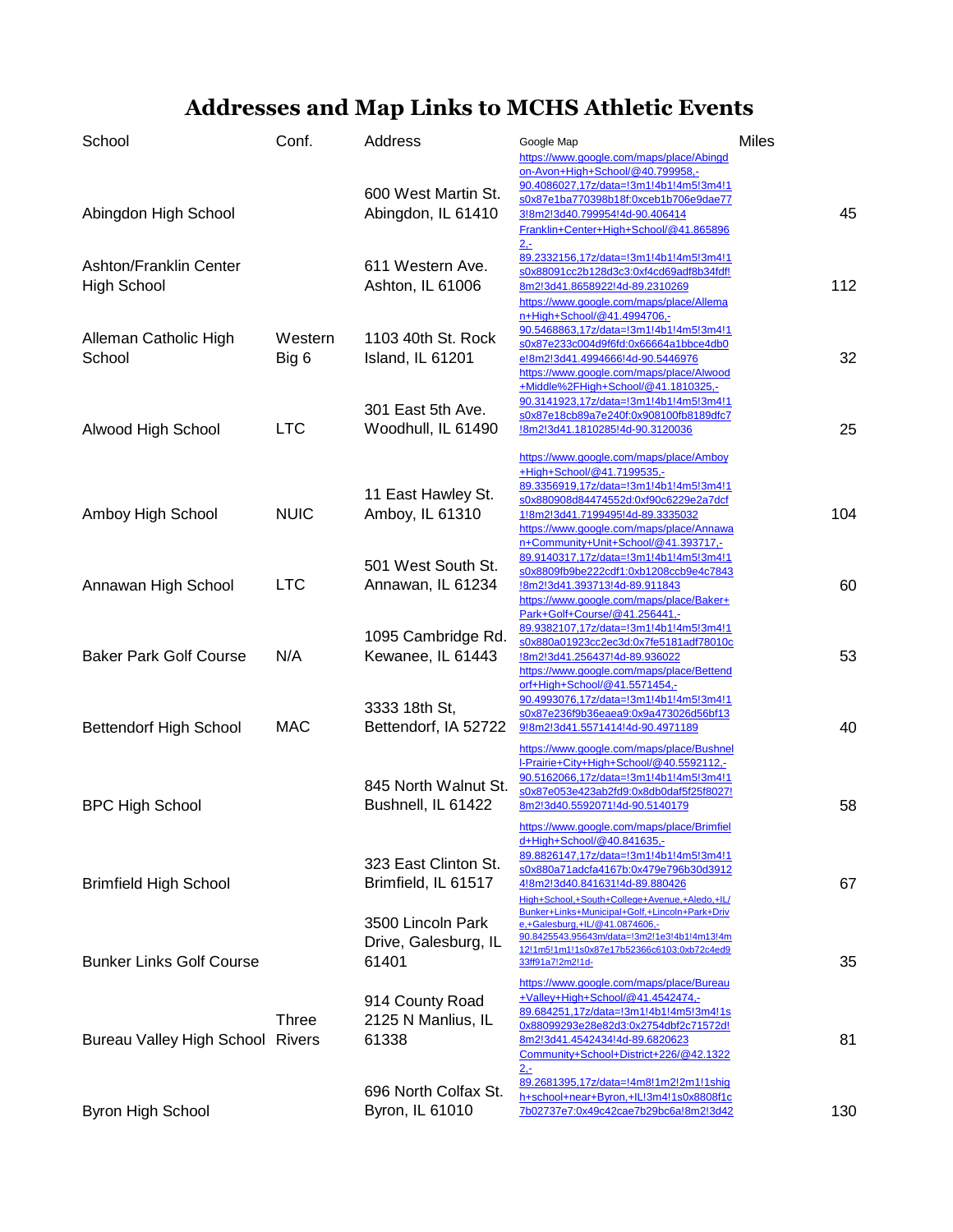# Addresses and Map Links to MCHS Athletic Events

| School | Conf. | Address | Google Map | Miles |
|---|---|---|---|---|
| Abingdon High School | | 600 West Martin St. Abingdon, IL 61410 | https://www.google.com/maps/place/Abingdon-Avon+High+School/@40.799958,-90.4086027,17z/data=!3m1!4b1!4m5!3m4!1s0x87e1ba770398b18f:0xceb1b706e9dae773!8m2!3d40.799954!4d-90.406414 | 45 |
| Ashton/Franklin Center High School | | 611 Western Ave. Ashton, IL 61006 | Franklin+Center+High+School/@41.8658962,-89.2332156,17z/data=!3m1!4b1!4m5!3m4!1s0x88091cc2b128d3c3:0xf4cd69adf8b34fdf!8m2!3d41.8658922!4d-89.2310269 | 112 |
| Alleman Catholic High School | Western Big 6 | 1103 40th St. Rock Island, IL 61201 | https://www.google.com/maps/place/Alleman+High+School/@41.4994706,-90.5468863,17z/data=!3m1!4b1!4m5!3m4!1s0x87e233c004d9f6fd:0x66664a1bbce4db0e!8m2!3d41.4994666!4d-90.5446976 | 32 |
| Alwood High School | LTC | 301 East 5th Ave. Woodhull, IL 61490 | https://www.google.com/maps/place/Alwood+Middle%2FHigh+School/@41.1810325,-90.3141923,17z/data=!3m1!4b1!4m5!3m4!1s0x87e18cb89a7e240f:0x908100fb8189dfc7!8m2!3d41.1810285!4d-90.3120036 | 25 |
| Amboy High School | NUIC | 11 East Hawley St. Amboy, IL 61310 | https://www.google.com/maps/place/Amboy+High+School/@41.7199535,-89.3356919,17z/data=!3m1!4b1!4m5!3m4!1s0x880908d84474552d:0xf90c6229e2a7dcf1!8m2!3d41.7199495!4d-89.3335032 | 104 |
| Annawan High School | LTC | 501 West South St. Annawan, IL 61234 | https://www.google.com/maps/place/Annawan+Community+Unit+School/@41.393717,-89.9140317,17z/data=!3m1!4b1!4m5!3m4!1s0x8809fb9be222cdf1:0xb1208ccb9e4c7843!8m2!3d41.393713!4d-89.911843 | 60 |
| Baker Park Golf Course | N/A | 1095 Cambridge Rd. Kewanee, IL 61443 | https://www.google.com/maps/place/Baker+Park+Golf+Course/@41.256441,-89.9382107,17z/data=!3m1!4b1!4m5!3m4!1s0x880a01923cc2ec3d:0x7fe5181adf78010c!8m2!3d41.256437!4d-89.936022 | 53 |
| Bettendorf High School | MAC | 3333 18th St, Bettendorf, IA 52722 | https://www.google.com/maps/place/Bettendorf+High+School/@41.5571454,-90.4993076,17z/data=!3m1!4b1!4m5!3m4!1s0x87e236f9b36eaea9:0x9a473026d56bf139!8m2!3d41.5571414!4d-90.4971189 | 40 |
| BPC High School | | 845 North Walnut St. Bushnell, IL 61422 | https://www.google.com/maps/place/Bushnell-Prairie+City+High+School/@40.5592112,-90.5162066,17z/data=!3m1!4b1!4m5!3m4!1s0x87e053e423ab2fd9:0x8db0daf5f25f8027!8m2!3d40.5592071!4d-90.5140179 | 58 |
| Brimfield High School | | 323 East Clinton St. Brimfield, IL 61517 | https://www.google.com/maps/place/Brimfield+High+School/@40.841635,-89.8826147,17z/data=!3m1!4b1!4m5!3m4!1s0x880a71adcfa4167b:0x479e796b30d39124!8m2!3d40.841631!4d-89.880426 | 67 |
| Bunker Links Golf Course | | 3500 Lincoln Park Drive, Galesburg, IL 61401 | High+School,+South+College+Avenue,+Aledo,+IL/Bunker+Links+Municipal+Golf,+Lincoln+Park+Drive,+Galesburg,+IL/@41.0874606,-90.8425543,95643m/data=!3m2!1e3!4b1!4m13!4m12!1m5!1m1!1s0x87e17b52366c6103:0xb72c4ed933ff91a7!2m2!1d- | 35 |
| Bureau Valley High School | Three Rivers | 914 County Road 2125 N Manlius, IL 61338 | https://www.google.com/maps/place/Bureau+Valley+High+School/@41.4542474,-89.684251,17z/data=!3m1!4b1!4m5!3m4!1s0x88099293e28e82d3:0x2754dbf2c71572d!8m2!3d41.4542434!4d-89.6820623 | 81 |
| Byron High School | | 696 North Colfax St. Byron, IL 61010 | Community+School+District+226/@42.13222,-89.2681395,17z/data=!4m8!1m2!2m1!1shigh+school+near+Byron,+IL!3m4!1s0x8808f1c7b02737e7:0x49c42cae7b29bc6a!8m2!3d42 | 130 |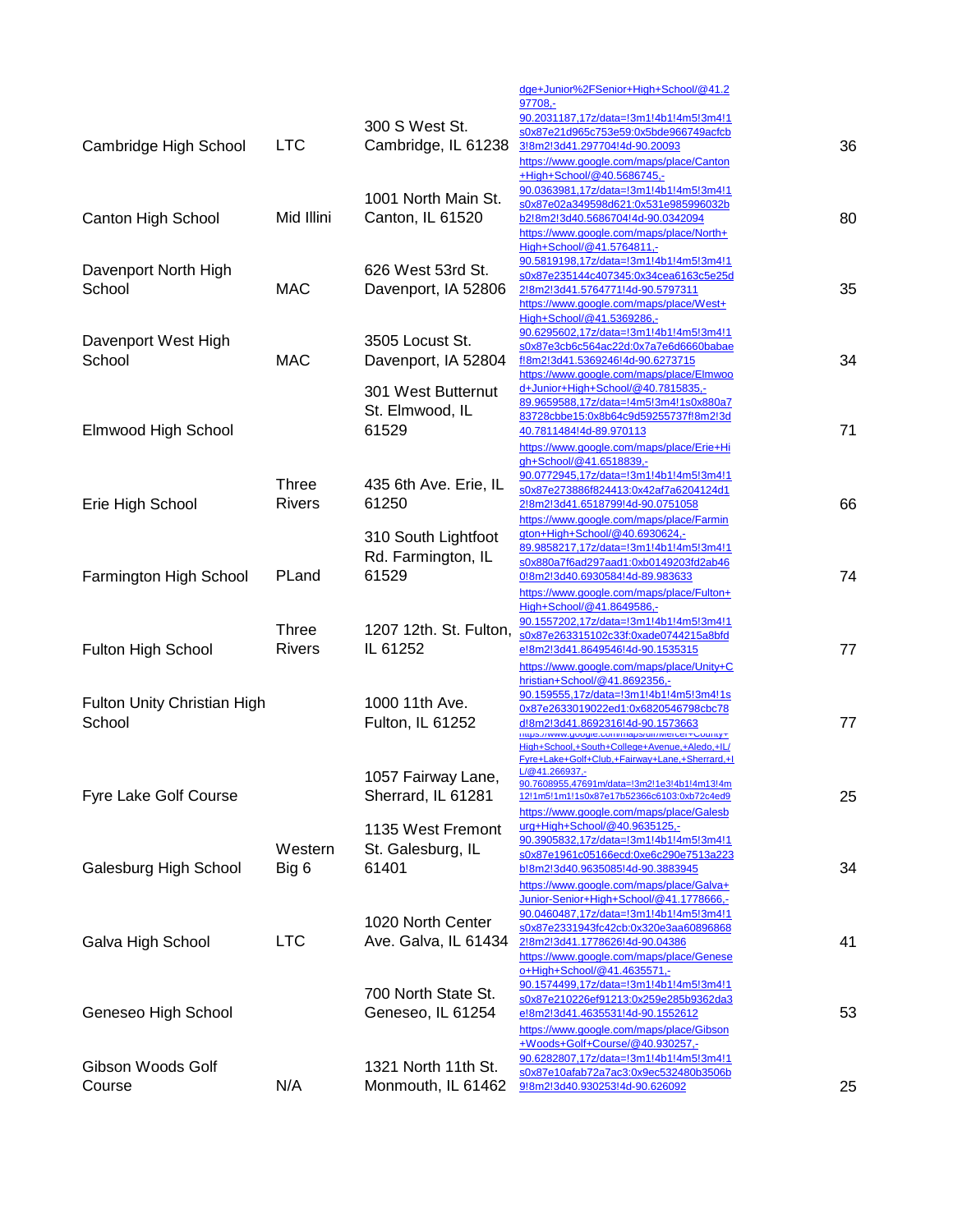| | | | | |
|---|---|---|---|---|
| Cambridge High School | LTC | 300 S West St. Cambridge, IL 61238 | dge+Junior%2FSenior+High+School/@41.297708,-90.2031187,17z/data=!3m1!4b1!4m5!3m4!1s0x87e21d965c753e59:0x5bde966749acfcb3!8m2!3d41.297704!4d-90.20093 | 36 |
| Canton High School | Mid Illini | 1001 North Main St. Canton, IL 61520 | https://www.google.com/maps/place/Canton+High+School/@40.5686745,-90.0363981,17z/data=!3m1!4b1!4m5!3m4!1s0x87e02a349598d621:0x531e985996032bb2!8m2!3d40.5686704!4d-90.0342094 | 80 |
| Davenport North High School | MAC | 626 West 53rd St. Davenport, IA 52806 | https://www.google.com/maps/place/North+High+School/@41.5764811,-90.5819198,17z/data=!3m1!4b1!4m5!3m4!1s0x87e235144c407345:0x34cea6163c5e25d2!8m2!3d41.5764771!4d-90.5797311 | 35 |
| Davenport West High School | MAC | 3505 Locust St. Davenport, IA 52804 | https://www.google.com/maps/place/West+High+School/@41.5369286,-90.6295602,17z/data=!3m1!4b1!4m5!3m4!1s0x87e3cb6c564ac22d:0x7a7e6d6660babaef!8m2!3d41.5369246!4d-90.6273715 | 34 |
| Elmwood High School | | 301 West Butternut St. Elmwood, IL 61529 | https://www.google.com/maps/place/Elmwood+Junior+High+School/@40.7815835,-89.9659588,17z/data=!4m5!3m4!1s0x880a783728cbbe15:0x8b64c9d59255737f!8m2!3d40.7811484!4d-89.970113 | 71 |
| Erie High School | Three Rivers | 435 6th Ave. Erie, IL 61250 | https://www.google.com/maps/place/Erie+High+School/@41.6518839,-90.0772945,17z/data=!3m1!4b1!4m5!3m4!1s0x87e273886f824413:0x42af7a6204124d12!8m2!3d41.6518799!4d-90.0751058 | 66 |
| Farmington High School | PLand | 310 South Lightfoot Rd. Farmington, IL 61529 | https://www.google.com/maps/place/Farmington+High+School/@40.6930624,-89.9858217,17z/data=!3m1!4b1!4m5!3m4!1s0x880a7f6ad297aad1:0xb0149203fd2ab460!8m2!3d40.6930584!4d-89.983633 | 74 |
| Fulton High School | Three Rivers | 1207 12th. St. Fulton, IL 61252 | https://www.google.com/maps/place/Fulton+High+School/@41.8649586,-90.1557202,17z/data=!3m1!4b1!4m5!3m4!1s0x87e263315102c33f:0xade0744215a8bfde!8m2!3d41.8649546!4d-90.1535315 | 77 |
| Fulton Unity Christian High School | | 1000 11th Ave. Fulton, IL 61252 | https://www.google.com/maps/place/Unity+Christian+School/@41.8692356,-90.159555,17z/data=!3m1!4b1!4m5!3m4!1s0x87e2633019022ed1:0x6820546798cbc78d!8m2!3d41.8692316!4d-90.1573663 | 77 |
| Fyre Lake Golf Course | | 1057 Fairway Lane, Sherrard, IL 61281 | https://www.google.com/maps/dir/Mercer+County+High+School,+South+College+Avenue,+Aledo,+IL/Fyre+Lake+Golf+Club,+Fairway+Lane,+Sherrard,+IL/@41.266937,-90.7608955,47691m/data=!3m2!1e3!4b1!4m13!4m12!1m5!1m1!1s0x87e17b52366c6103:0xb72c4ed9 | 25 |
| Galesburg High School | Western Big 6 | 1135 West Fremont St. Galesburg, IL 61401 | https://www.google.com/maps/place/Galesburg+High+School/@40.9635125,-90.3905832,17z/data=!3m1!4b1!4m5!3m4!1s0x87e1961c05166ecd:0xe6c290e7513a223b!8m2!3d40.9635085!4d-90.3883945 | 34 |
| Galva High School | LTC | 1020 North Center Ave. Galva, IL 61434 | https://www.google.com/maps/place/Galva+Junior-Senior+High+School/@41.1778666,-90.0460487,17z/data=!3m1!4b1!4m5!3m4!1s0x87e2331943fc42cb:0x320e3aa608968682!8m2!3d41.1778626!4d-90.04386 | 41 |
| Geneseo High School | | 700 North State St. Geneseo, IL 61254 | https://www.google.com/maps/place/Geneseo+High+School/@41.4635571,-90.1574499,17z/data=!3m1!4b1!4m5!3m4!1s0x87e210226ef91213:0x259e285b9362da3e!8m2!3d41.4635531!4d-90.1552612 | 53 |
| Gibson Woods Golf Course | N/A | 1321 North 11th St. Monmouth, IL 61462 | https://www.google.com/maps/place/Gibson+Woods+Golf+Course/@40.930257,-90.6282807,17z/data=!3m1!4b1!4m5!3m4!1s0x87e10afab72a7ac3:0x9ec532480b3506b9!8m2!3d40.930253!4d-90.626092 | 25 |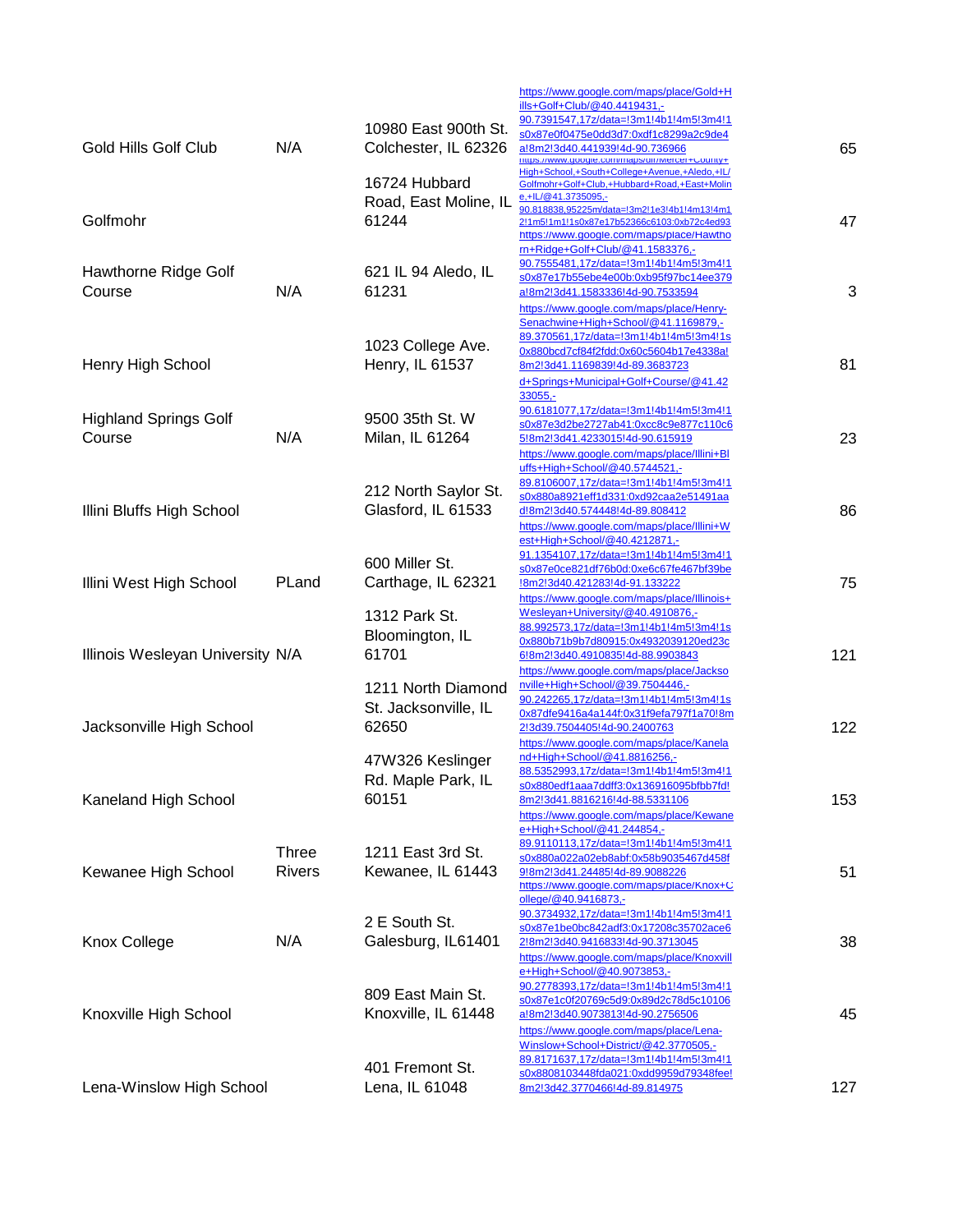| | | | | |
|---|---|---|---|---|
| Gold Hills Golf Club | N/A | 10980 East 900th St. Colchester, IL 62326 | https://www.google.com/maps/place/Gold+Hills+Golf+Club/@40.4419431,-90.7391547,17z/data=!3m1!4b1!4m5!3m4!1s0x87e0f0475e0dd3d7:0xdf1c8299a2c9de4a!8m2!3d40.441939!4d-90.736966 | 65 |
| Golfmohr | | 16724 Hubbard Road, East Moline, IL 61244 | https://www.google.com/maps/dir/Mercer+County+High+School,+South+College+Avenue,+Aledo,+IL/Golfmohr+Golf+Club,+Hubbard+Road,+East+Moline,+IL/@41.3735095,-90.818838,95225m/data=!3m2!1e3!4b1!4m13!4m12!1m5!1m1!1s0x87e17b52366c6103:0xb72c4ed93 | 47 |
| Hawthorne Ridge Golf Course | N/A | 621 IL 94 Aledo, IL 61231 | https://www.google.com/maps/place/Hawthorn+Ridge+Golf+Club/@41.1583376,-90.7555481,17z/data=!3m1!4b1!4m5!3m4!1s0x87e17b55ebe4e00b:0xb95f97bc14ee379a!8m2!3d41.1583336!4d-90.7533594 | 3 |
| Henry High School | | 1023 College Ave. Henry, IL 61537 | https://www.google.com/maps/place/Henry-Senachwine+High+School/@41.1169879,-89.370561,17z/data=!3m1!4b1!4m5!3m4!1s0x880bcd7cf84f2fdd:0x60c5604b17e4338a!8m2!3d41.1169839!4d-89.3683723 | 81 |
| Highland Springs Golf Course | N/A | 9500 35th St. W Milan, IL 61264 | d+Springs+Municipal+Golf+Course/@41.4233055,-90.6181077,17z/data=!3m1!4b1!4m5!3m4!1s0x87e3d2be2727ab41:0xcc8c9e877c110c65!8m2!3d41.4233015!4d-90.615919 | 23 |
| Illini Bluffs High School | | 212 North Saylor St. Glasford, IL 61533 | https://www.google.com/maps/place/Illini+Bluffs+High+School/@40.5744521,-89.8106007,17z/data=!3m1!4b1!4m5!3m4!1s0x880a8921eff1d331:0xd92caa2e51491aad!8m2!3d40.574448!4d-89.808412 | 86 |
| Illini West High School | PLand | 600 Miller St. Carthage, IL 62321 | https://www.google.com/maps/place/Illini+West+High+School/@40.4212871,-91.1354107,17z/data=!3m1!4b1!4m5!3m4!1s0x87e0ce821df76b0d:0xe6c67fe467bf39be!8m2!3d40.421283!4d-91.133222 | 75 |
| Illinois Wesleyan University | N/A | 1312 Park St. Bloomington, IL 61701 | https://www.google.com/maps/place/Illinois+Wesleyan+University/@40.4910876,-88.992573,17z/data=!3m1!4b1!4m5!3m4!1s0x880b71b9b7d80915:0x4932039120ed23c6!8m2!3d40.4910835!4d-88.9903843 | 121 |
| Jacksonville High School | | 1211 North Diamond St. Jacksonville, IL 62650 | https://www.google.com/maps/place/Jacksonville+High+School/@39.7504446,-90.242265,17z/data=!3m1!4b1!4m5!3m4!1s0x87dfe9416a4a144f:0x31f9efa797f1a70!8m2!3d39.7504405!4d-90.2400763 | 122 |
| Kaneland High School | | 47W326 Keslinger Rd. Maple Park, IL 60151 | https://www.google.com/maps/place/Kaneland+High+School/@41.8816256,-88.5352993,17z/data=!3m1!4b1!4m5!3m4!1s0x880edf1aaa7ddff3:0x136916095bfbb7fd!8m2!3d41.8816216!4d-88.5331106 | 153 |
| Kewanee High School | Three Rivers | 1211 East 3rd St. Kewanee, IL 61443 | https://www.google.com/maps/place/Kewanee+High+School/@41.244854,-89.9110113,17z/data=!3m1!4b1!4m5!3m4!1s0x880a022a02eb8abf:0x58b9035467d458f9!8m2!3d41.24485!4d-89.9088226 | 51 |
| Knox College | N/A | 2 E South St. Galesburg, IL61401 | https://www.google.com/maps/place/Knox+College/@40.9416873,-90.3734932,17z/data=!3m1!4b1!4m5!3m4!1s0x87e1be0bc842adf3:0x17208c35702ace62!8m2!3d40.9416833!4d-90.3713045 | 38 |
| Knoxville High School | | 809 East Main St. Knoxville, IL 61448 | https://www.google.com/maps/place/Knoxville+High+School/@40.9073853,-90.2778393,17z/data=!3m1!4b1!4m5!3m4!1s0x87e1c0f20769c5d9:0x89d2c78d5c10106a!8m2!3d40.9073813!4d-90.2756506 | 45 |
| Lena-Winslow High School | | 401 Fremont St. Lena, IL 61048 | https://www.google.com/maps/place/Lena-Winslow+School+District/@42.3770505,-89.8171637,17z/data=!3m1!4b1!4m5!3m4!1s0x8808103448fda021:0xdd9959d79348fee!8m2!3d42.3770466!4d-89.814975 | 127 |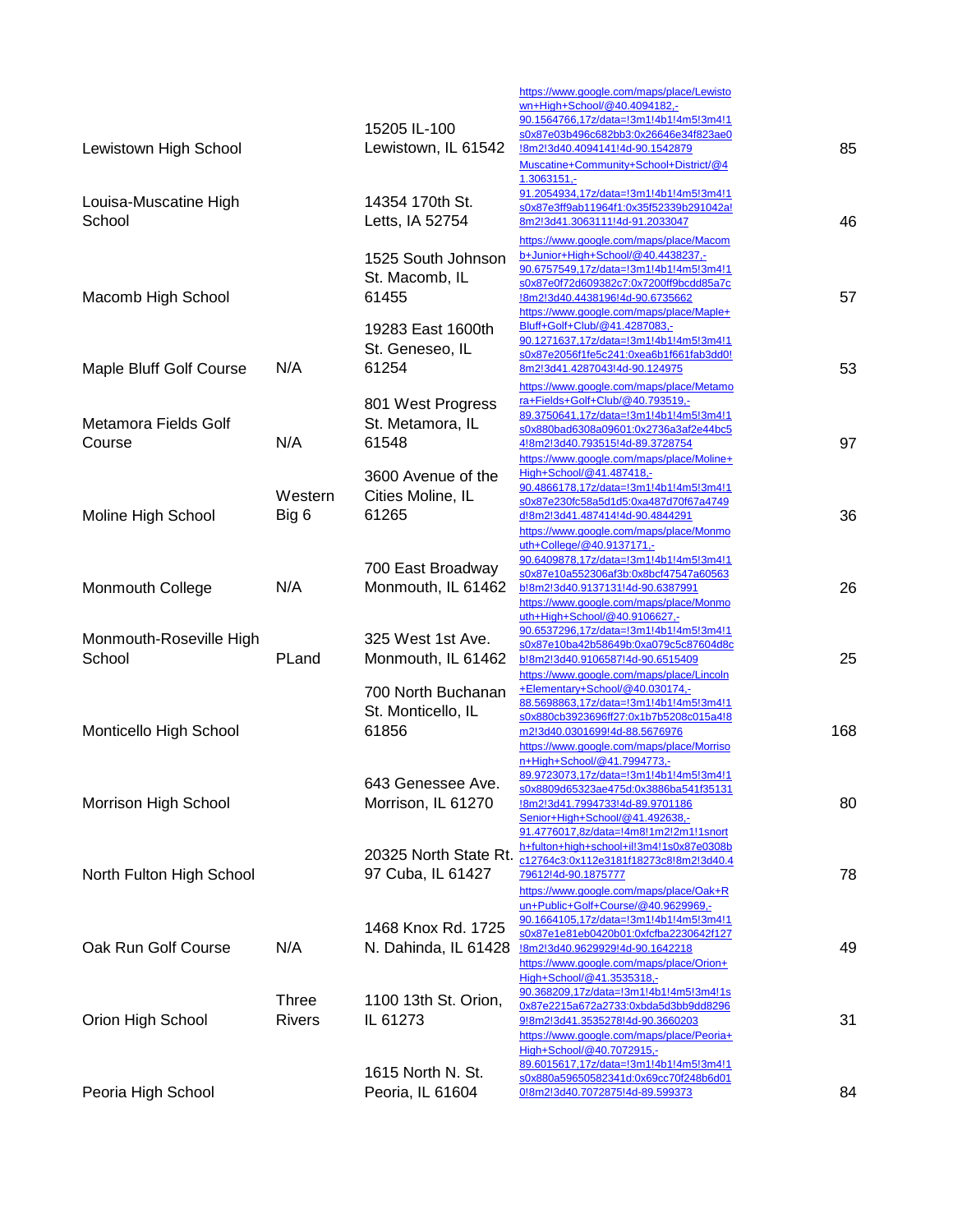| | | | | |
|---|---|---|---|---|
| Lewistown High School | | 15205 IL-100 Lewistown, IL 61542 | https://www.google.com/maps/place/Lewistown+High+School/@40.4094182,-90.1564766,17z/data=!3m1!4b1!4m5!3m4!1s0x87e03b496c682bb3:0x26646e34f823ae0!8m2!3d40.4094141!4d-90.1542879 | 85 |
| Louisa-Muscatine High School | | 14354 170th St. Letts, IA 52754 | Muscatine+Community+School+District/@41.3063151,-91.2054934,17z/data=!3m1!4b1!4m5!3m4!1s0x87e3ff9ab11964f1:0x35f52339b291042a!8m2!3d41.3063111!4d-91.2033047 | 46 |
| Macomb High School | | 1525 South Johnson St. Macomb, IL 61455 | https://www.google.com/maps/place/Macomb+Junior+High+School/@40.4438237,-90.6757549,17z/data=!3m1!4b1!4m5!3m4!1s0x87e0f72d609382c7:0x7200ff9bcdd85a7c!8m2!3d40.4438196!4d-90.6735662 | 57 |
| Maple Bluff Golf Course | N/A | 19283 East 1600th St. Geneseo, IL 61254 | https://www.google.com/maps/place/Maple+Bluff+Golf+Club/@41.4287083,-90.1271637,17z/data=!3m1!4b1!4m5!3m4!1s0x87e2056f1fe5c241:0xea6b1f661fab3dd0!8m2!3d41.4287043!4d-90.124975 | 53 |
| Metamora Fields Golf Course | N/A | 801 West Progress St. Metamora, IL 61548 | https://www.google.com/maps/place/Metamora+Fields+Golf+Club/@40.793519,-89.3750641,17z/data=!3m1!4b1!4m5!3m4!1s0x880bad6308a09601:0x2736a3af2e44bc54!8m2!3d40.793515!4d-89.3728754 | 97 |
| Moline High School | Western Big 6 | 3600 Avenue of the Cities Moline, IL 61265 | https://www.google.com/maps/place/Moline+High+School/@41.487418,-90.4866178,17z/data=!3m1!4b1!4m5!3m4!1s0x87e230fc58a5d1d5:0xa487d70f67a4749d!8m2!3d41.487414!4d-90.4844291 | 36 |
| Monmouth College | N/A | 700 East Broadway Monmouth, IL 61462 | https://www.google.com/maps/place/Monmouth+College/@40.9137171,-90.6409878,17z/data=!3m1!4b1!4m5!3m4!1s0x87e10a552306af3b:0x8bcf47547a60563b!8m2!3d40.9137131!4d-90.6387991 | 26 |
| Monmouth-Roseville High School | PLand | 325 West 1st Ave. Monmouth, IL 61462 | https://www.google.com/maps/place/Monmouth+High+School/@40.9106627,-90.6537296,17z/data=!3m1!4b1!4m5!3m4!1s0x87e10ba42b58649b:0xa079c5c87604d8cb!8m2!3d40.9106587!4d-90.6515409 | 25 |
| Monticello High School | | 700 North Buchanan St. Monticello, IL 61856 | https://www.google.com/maps/place/Lincoln+Elementary+School/@40.030174,-88.5698863,17z/data=!3m1!4b1!4m5!3m4!1s0x880cb3923696ff27:0x1b7b5208c015a4!8m2!3d40.0301699!4d-88.5676976 | 168 |
| Morrison High School | | 643 Genessee Ave. Morrison, IL 61270 | https://www.google.com/maps/place/Morrison+High+School/@41.7994773,-89.9723073,17z/data=!3m1!4b1!4m5!3m4!1s0x8809d65323ae475d:0x3886ba541f35131!8m2!3d41.7994733!4d-89.9701186 | 80 |
| North Fulton High School | | 20325 North State Rt. 97 Cuba, IL 61427 | Senior+High+School/@41.492638,-91.4776017,8z/data=!4m8!1m2!2m1!1snorth+fulton+high+school+il!3m4!1s0x87e0308bc12764c3:0x112e3181f18273c8!8m2!3d40.479612!4d-90.1875777 | 78 |
| Oak Run Golf Course | N/A | 1468 Knox Rd. 1725 N. Dahinda, IL 61428 | https://www.google.com/maps/place/Oak+Run+Public+Golf+Course/@40.9629969,-90.1664105,17z/data=!3m1!4b1!4m5!3m4!1s0x87e1e81eb0420b01:0xfcfba2230642f127!8m2!3d40.9629929!4d-90.1642218 | 49 |
| Orion High School | Three Rivers | 1100 13th St. Orion, IL 61273 | https://www.google.com/maps/place/Orion+High+School/@41.3535318,-90.368209,17z/data=!3m1!4b1!4m5!3m4!1s0x87e2215a672a2733:0xbda5d3bb9dd82969!8m2!3d41.3535278!4d-90.3660203 | 31 |
| Peoria High School | | 1615 North N. St. Peoria, IL 61604 | https://www.google.com/maps/place/Peoria+High+School/@40.7072915,-89.6015617,17z/data=!3m1!4b1!4m5!3m4!1s0x880a59650582341d:0x69cc70f248b6d010!8m2!3d40.7072875!4d-89.599373 | 84 |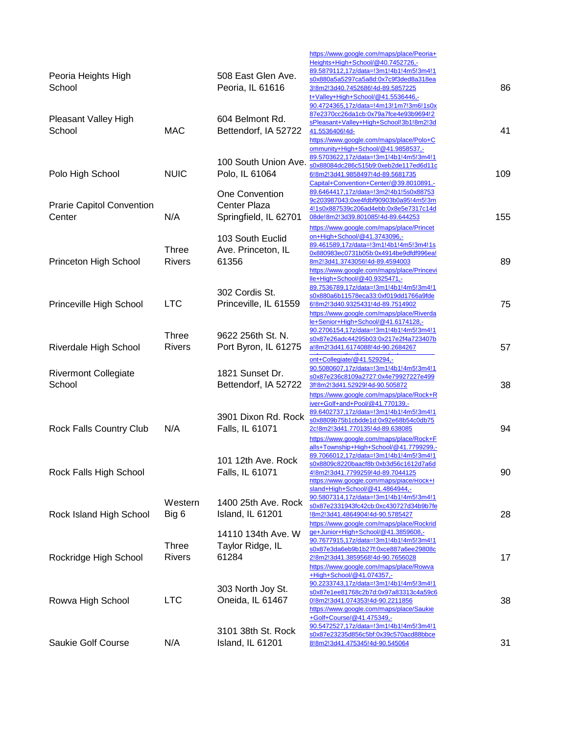| | | | | |
|---|---|---|---|---|
| Peoria Heights High School | | 508 East Glen Ave. Peoria, IL 61616 | https://www.google.com/maps/place/Peoria+Heights+High+School/@40.7452726,-89.5879112,17z/data=!3m1!4b1!4m5!3m4!1s0x880a5a5297ca5a8d:0x7c9f3ded8a318ea3!8m2!3d40.7452686!4d-89.5857225 | 86 |
| Pleasant Valley High School | MAC | 604 Belmont Rd. Bettendorf, IA 52722 | t+Valley+High+School/@41.5536446,-90.4724365,17z/data=!4m13!1m7!3m6!1s0x87e2370cc26da1cb:0x79a7fce4e93b9694!2sPleasant+Valley+High+School!3b1!8m2!3d41.5536406!4d- | 41 |
| Polo High School | NUIC | 100 South Union Ave. Polo, IL 61064 | https://www.google.com/maps/place/Polo+Community+High+School/@41.9858537,-89.5703622,17z/data=!3m1!4b1!4m5!3m4!1s0x88084dc286c515b9:0xeb2de117ed6d11c6!8m2!3d41.9858497!4d-89.5681735 | 109 |
| Prarie Capitol Convention Center | N/A | One Convention Center Plaza Springfield, IL 62701 | Capital+Convention+Center/@39.8010891,-89.6464417,17z/data=!3m2!4b1!5s0x887539c203987043:0xe4fdbf90903b0a95!4m5!3m4!1s0x887539c206ad4ebb:0x8e5e7317c14d08de!8m2!3d39.801085!4d-89.644253 | 155 |
| Princeton High School | Three Rivers | 103 South Euclid Ave. Princeton, IL 61356 | https://www.google.com/maps/place/Princeton+High+School/@41.3743096,-89.461589,17z/data=!3m1!4b1!4m5!3m4!1s0x880983ec0731b05b:0x4914be9dfdf996ea!8m2!3d41.3743056!4d-89.4594003 | 89 |
| Princeville High School | LTC | 302 Cordis St. Princeville, IL 61559 | https://www.google.com/maps/place/Princeville+High+School/@40.9325471,-89.7536789,17z/data=!3m1!4b1!4m5!3m4!1s0x880a6b11578eca33:0xf019dd1766a9fde6!8m2!3d40.9325431!4d-89.7514902 | 75 |
| Riverdale High School | Three Rivers | 9622 256th St. N. Port Byron, IL 61275 | https://www.google.com/maps/place/Riverdale+Senior+High+School/@41.6174128,-90.2706154,17z/data=!3m1!4b1!4m5!3m4!1s0x87e26adc44295b03:0x217e2f4a723407ba!8m2!3d41.6174088!4d-90.2684267 | 57 |
| Rivermont Collegiate School | | 1821 Sunset Dr. Bettendorf, IA 52722 | ont+Collegiate/@41.529294,-90.5080607,17z/data=!3m1!4b1!4m5!3m4!1s0x87e236c8109a2727:0x4e79927227e4993f!8m2!3d41.52929!4d-90.505872 | 38 |
| Rock Falls Country Club | N/A | 3901 Dixon Rd. Rock Falls, IL 61071 | https://www.google.com/maps/place/Rock+River+Golf+and+Pool/@41.770139,-89.6402737,17z/data=!3m1!4b1!4m5!3m4!1s0x8809b75b1cbdde1d:0x92e68b54c0db752c!8m2!3d41.770135!4d-89.638085 | 94 |
| Rock Falls High School | | 101 12th Ave. Rock Falls, IL 61071 | https://www.google.com/maps/place/Rock+Falls+Township+High+School/@41.7799299,-89.7066012,17z/data=!3m1!4b1!4m5!3m4!1s0x8809c8220baacf8b:0xb3d56c1612d7a6d4!8m2!3d41.7799259!4d-89.7044125 | 90 |
| Rock Island High School | Western Big 6 | 1400 25th Ave. Rock Island, IL 61201 | https://www.google.com/maps/place/Rock+Island+High+School/@41.4864944,-90.5807314,17z/data=!3m1!4b1!4m5!3m4!1s0x87e2331943fc42cb:0xc430727d34b9b7fe!8m2!3d41.4864904!4d-90.5785427 | 28 |
| Rockridge High School | Three Rivers | 14110 134th Ave. W Taylor Ridge, IL 61284 | https://www.google.com/maps/place/Rockridge+Junior+High+School/@41.3859608,-90.7677915,17z/data=!3m1!4b1!4m5!3m4!1s0x87e3da6eb9b1b27f:0xce887a6ee29808c2!8m2!3d41.3859568!4d-90.7656028 | 17 |
| Rowva High School | LTC | 303 North Joy St. Oneida, IL 61467 | https://www.google.com/maps/place/Rowva+High+School/@41.074357,-90.2233743,17z/data=!3m1!4b1!4m5!3m4!1s0x87e1ee81768c2b7d:0x97a83313c4a59c60!8m2!3d41.074353!4d-90.2211856 | 38 |
| Saukie Golf Course | N/A | 3101 38th St. Rock Island, IL 61201 | https://www.google.com/maps/place/Saukie+Golf+Course/@41.475349,-90.5472527,17z/data=!3m1!4b1!4m5!3m4!1s0x87e23235d856c5bf:0x39c570acd88bbce8!8m2!3d41.475345!4d-90.545064 | 31 |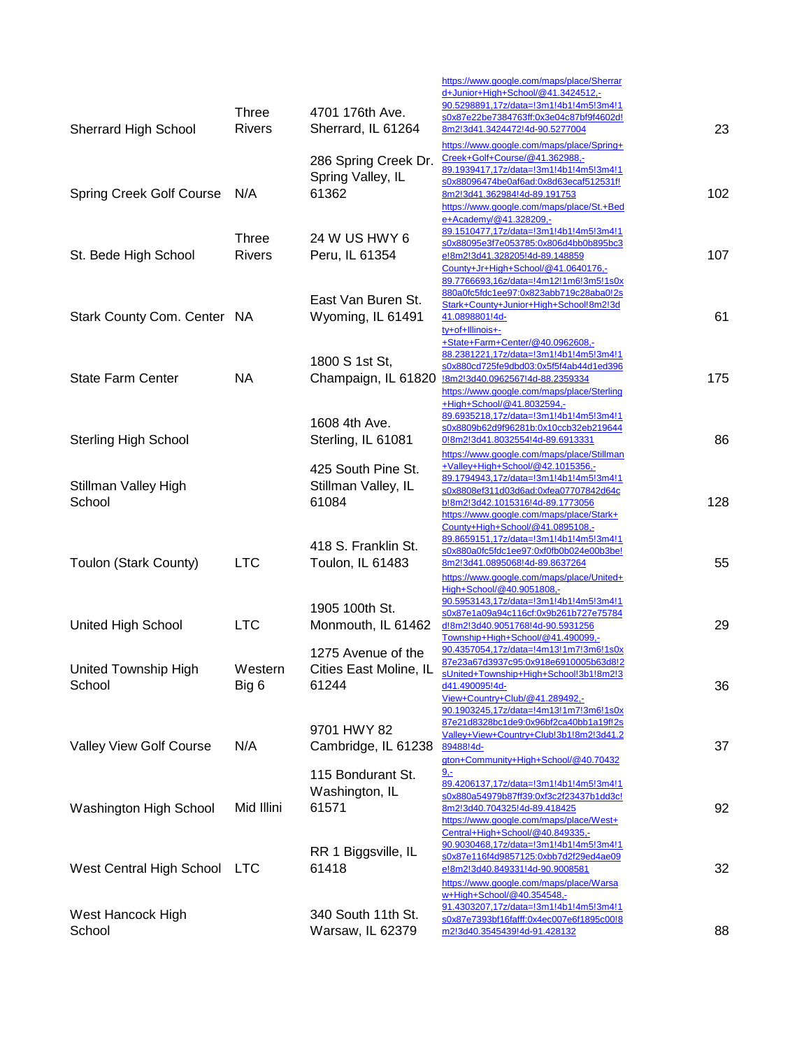| | | | | |
|---|---|---|---|---|
| Sherrard High School | Three Rivers | 4701 176th Ave. Sherrard, IL 61264 | https://www.google.com/maps/place/Sherrard+Junior+High+School/@41.3424512,-90.5298891,17z/data=!3m1!4b1!4m5!3m4!1s0x87e22be7384763ff:0x3e04c87bf9f4602d!8m2!3d41.3424472!4d-90.5277004 | 23 |
| Spring Creek Golf Course | N/A | 286 Spring Creek Dr. Spring Valley, IL 61362 | https://www.google.com/maps/place/Spring+Creek+Golf+Course/@41.362988,-89.1939417,17z/data=!3m1!4b1!4m5!3m4!1s0x88096474be0af6ad:0x8d63ecaf512531f!8m2!3d41.362984!4d-89.191753 | 102 |
| St. Bede High School | Three Rivers | 24 W US HWY 6 Peru, IL 61354 | https://www.google.com/maps/place/St.+Bede+Academy/@41.328209,-89.1510477,17z/data=!3m1!4b1!4m5!3m4!1s0x88095e3f7e053785:0x806d4bb0b895bc3e!8m2!3d41.328205!4d-89.148859 | 107 |
| Stark County Com. Center | NA | East Van Buren St. Wyoming, IL 61491 | County+Jr+High+School/@41.0640176,-89.7766693,16z/data=!4m12!1m6!3m5!1s0x880a0fc5fdc1ee97:0x823abb719c28aba0!2sStark+County+Junior+High+School!8m2!3d41.0898801!4d- | 61 |
| State Farm Center | NA | 1800 S 1st St, Champaign, IL 61820 | ty+of+Illinois+-+State+Farm+Center/@40.0962608,-88.2381221,17z/data=!3m1!4b1!4m5!3m4!1s0x880cd725fe9dbd03:0x5f5f4ab44d1ed396!8m2!3d40.0962567!4d-88.2359334 | 175 |
| Sterling High School | | 1608 4th Ave. Sterling, IL 61081 | https://www.google.com/maps/place/Sterling+High+School/@41.8032594,-89.6935218,17z/data=!3m1!4b1!4m5!3m4!1s0x8809b62d9f96281b:0x10ccb32eb2196440!8m2!3d41.8032554!4d-89.6913331 | 86 |
| Stillman Valley High School | | 425 South Pine St. Stillman Valley, IL 61084 | https://www.google.com/maps/place/Stillman+Valley+High+School/@42.1015356,-89.1794943,17z/data=!3m1!4b1!4m5!3m4!1s0x8808ef311d03d6ad:0xfea07707842d64cb!8m2!3d42.1015316!4d-89.1773056 | 128 |
| Toulon (Stark County) | LTC | 418 S. Franklin St. Toulon, IL 61483 | https://www.google.com/maps/place/Stark+County+High+School/@41.0895108,-89.8659151,17z/data=!3m1!4b1!4m5!3m4!1s0x880a0fc5fdc1ee97:0xf0fb0b024e00b3be!8m2!3d41.0895068!4d-89.8637264 | 55 |
| United High School | LTC | 1905 100th St. Monmouth, IL 61462 | https://www.google.com/maps/place/United+High+School/@40.9051808,-90.5953143,17z/data=!3m1!4b1!4m5!3m4!1s0x87e1a09a94c116cf:0x9b261b727e75784d!8m2!3d40.9051768!4d-90.5931256 | 29 |
| United Township High School | Western Big 6 | 1275 Avenue of the Cities East Moline, IL 61244 | Township+High+School/@41.490099,-90.4357054,17z/data=!4m13!1m7!3m6!1s0x87e23a67d3937c95:0x918e6910005b63d8!2sUnited+Township+High+School!3b1!8m2!3d41.490095!4d- | 36 |
| Valley View Golf Course | N/A | 9701 HWY 82 Cambridge, IL 61238 | View+Country+Club/@41.289492,-90.1903245,17z/data=!4m13!1m7!3m6!1s0x87e21d8328bc1de9:0x96bf2ca40bb1a19f!2sValley+View+Country+Club!3b1!8m2!3d41.289488!4d- | 37 |
| Washington High School | Mid Illini | 115 Bondurant St. Washington, IL 61571 | gton+Community+High+School/@40.704329,-89.4206137,17z/data=!3m1!4b1!4m5!3m4!1s0x880a54979b87ff39:0xf3c2f23437b1dd3c!8m2!3d40.704325!4d-89.418425 | 92 |
| West Central High School | LTC | RR 1 Biggsville, IL 61418 | https://www.google.com/maps/place/West+Central+High+School/@40.849335,-90.9030468,17z/data=!3m1!4b1!4m5!3m4!1s0x87e116f4d9857125:0xbb7d2f29ed4ae09e!8m2!3d40.849331!4d-90.9008581 | 32 |
| West Hancock High School | | 340 South 11th St. Warsaw, IL 62379 | https://www.google.com/maps/place/Warsaw+High+School/@40.354548,-91.4303207,17z/data=!3m1!4b1!4m5!3m4!1s0x87e7393bf16fafff:0x4ec007e6f1895c00!8m2!3d40.3545439!4d-91.428132 | 88 |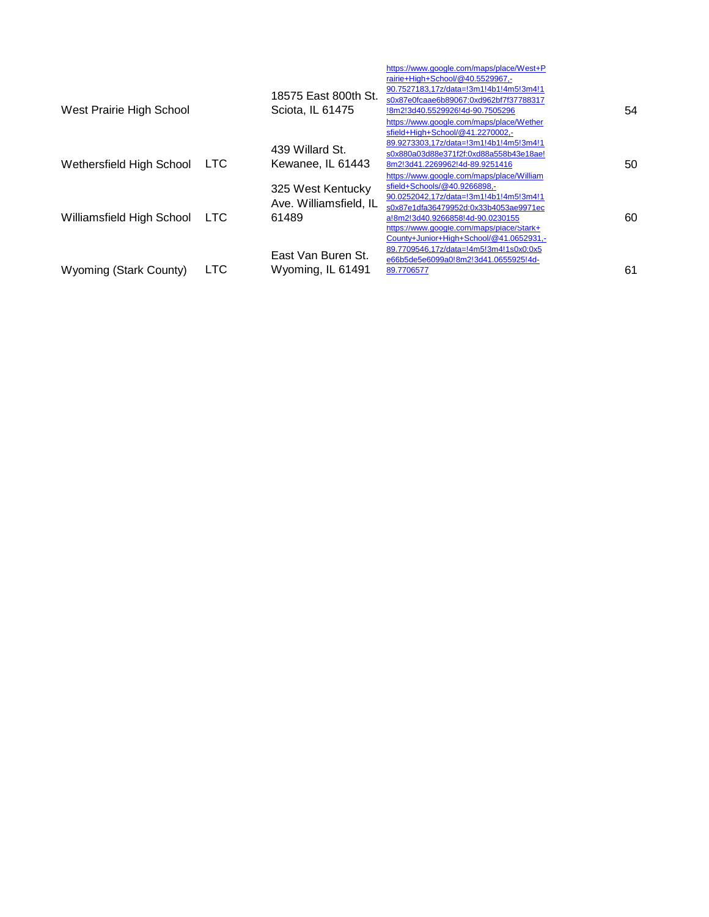| | | | | |
|---|---|---|---|---|
| West Prairie High School | | 18575 East 800th St. Sciota, IL 61475 | https://www.google.com/maps/place/West+Prairie+High+School/@40.5529967,-90.7527183,17z/data=!3m1!4b1!4m5!3m4!1s0x87e0fcaae6b89067:0xd962bf7f37788317!8m2!3d40.5529926!4d-90.7505296 | 54 |
| Wethersfield High School | LTC | 439 Willard St. Kewanee, IL 61443 | https://www.google.com/maps/place/Wethersfield+High+School/@41.2270002,-89.9273303,17z/data=!3m1!4b1!4m5!3m4!1s0x880a03d88e371f2f:0xd88a558b43e18ae!8m2!3d41.2269962!4d-89.9251416 | 50 |
| Williamsfield High School | LTC | 325 West Kentucky Ave. Williamsfield, IL 61489 | https://www.google.com/maps/place/Williamsfield+Schools/@40.9266898,-90.0252042,17z/data=!3m1!4b1!4m5!3m4!1s0x87e1dfa36479952d:0x33b4053ae9971eca!8m2!3d40.9266858!4d-90.0230155 | 60 |
| Wyoming (Stark County) | LTC | East Van Buren St. Wyoming, IL 61491 | https://www.google.com/maps/place/Stark+County+Junior+High+School/@41.0652931,-89.7709546,17z/data=!4m5!3m4!1s0x0:0x5e66b5de5e6099a0!8m2!3d41.0655925!4d-89.7706577 | 61 |